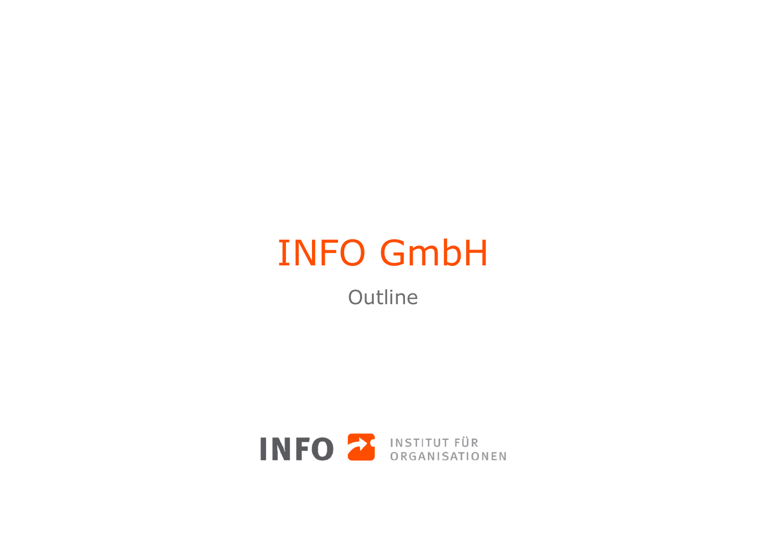# INFO GmbH

Outline

INFO INSTITUT FÜR ORGANISATIONEN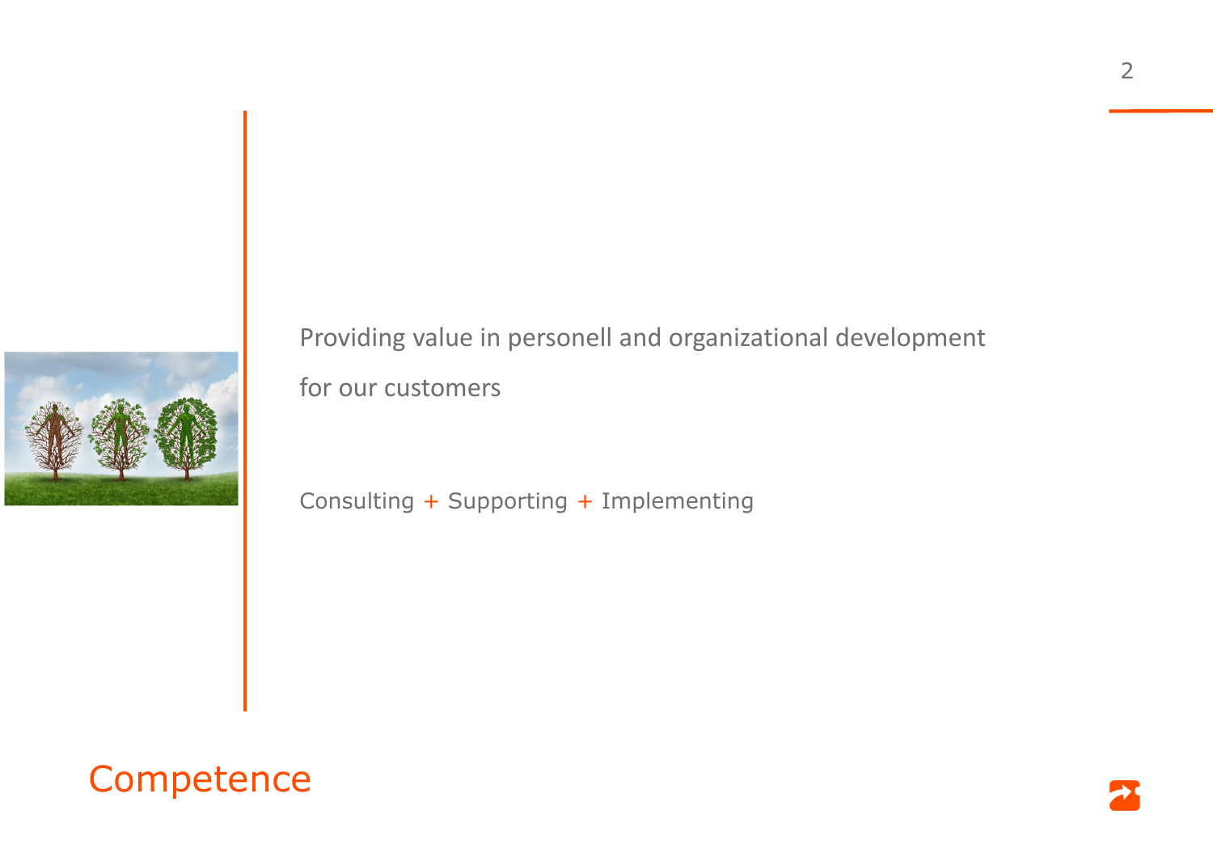Providing value in personell and organizational development

for our customers

Consulting + Supporting + Implementing

# Competence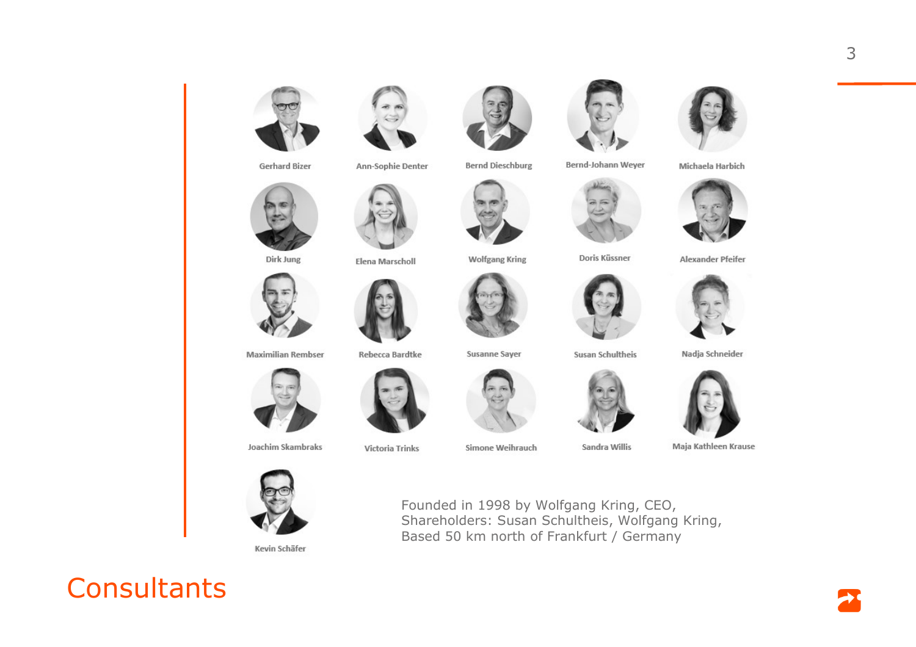# Consultants

Gerhard Bizer | Ann-Sophie Denter | Bernd Dieschburg | Bernd-Johann Weyer | Michaela Harbich

Dirk Jung | Elena Marscholl | Wolfgang Kring | Doris Küssner | Alexander Pfeifer

Maximilian Rembser | Rebecca Bardtke | Susanne Sayer | Susan Schultheis | Nadja Schneider

Joachim Skambraks | Victoria Trinks | Simone Weihrauch | Sandra Willis | Maja Kathleen Krause

Kevin Schäfer

Founded in 1998 by Wolfgang Kring, CEO,
Shareholders: Susan Schultheis, Wolfgang Kring,
Based 50 km north of Frankfurt / Germany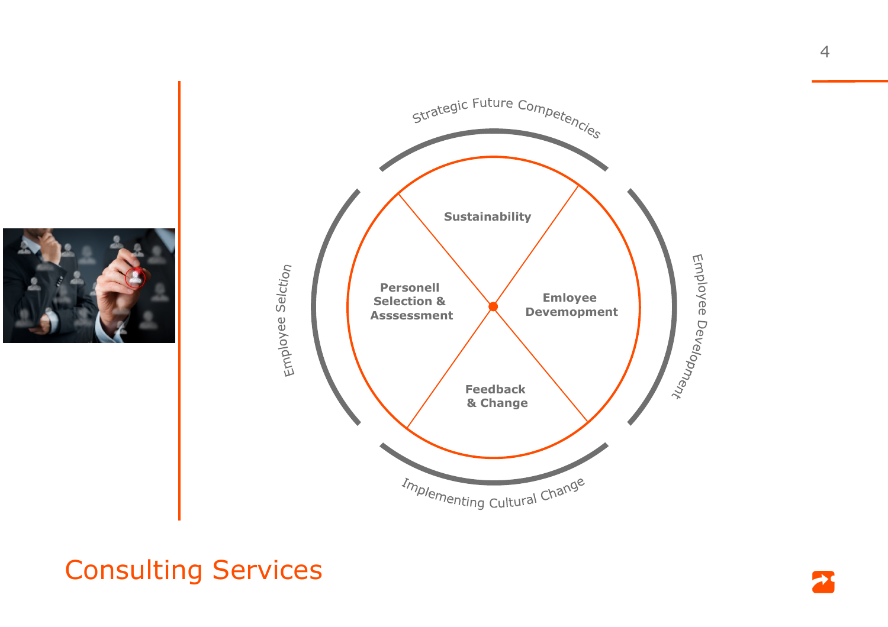# Consulting Services

Strategic Future Competencies

Employee Selction

Employee Development

Implementing Cultural Change

**Sustainability**

**Personell Selection & Asssessment**

**Emloyee Devemopment**

**Feedback & Change**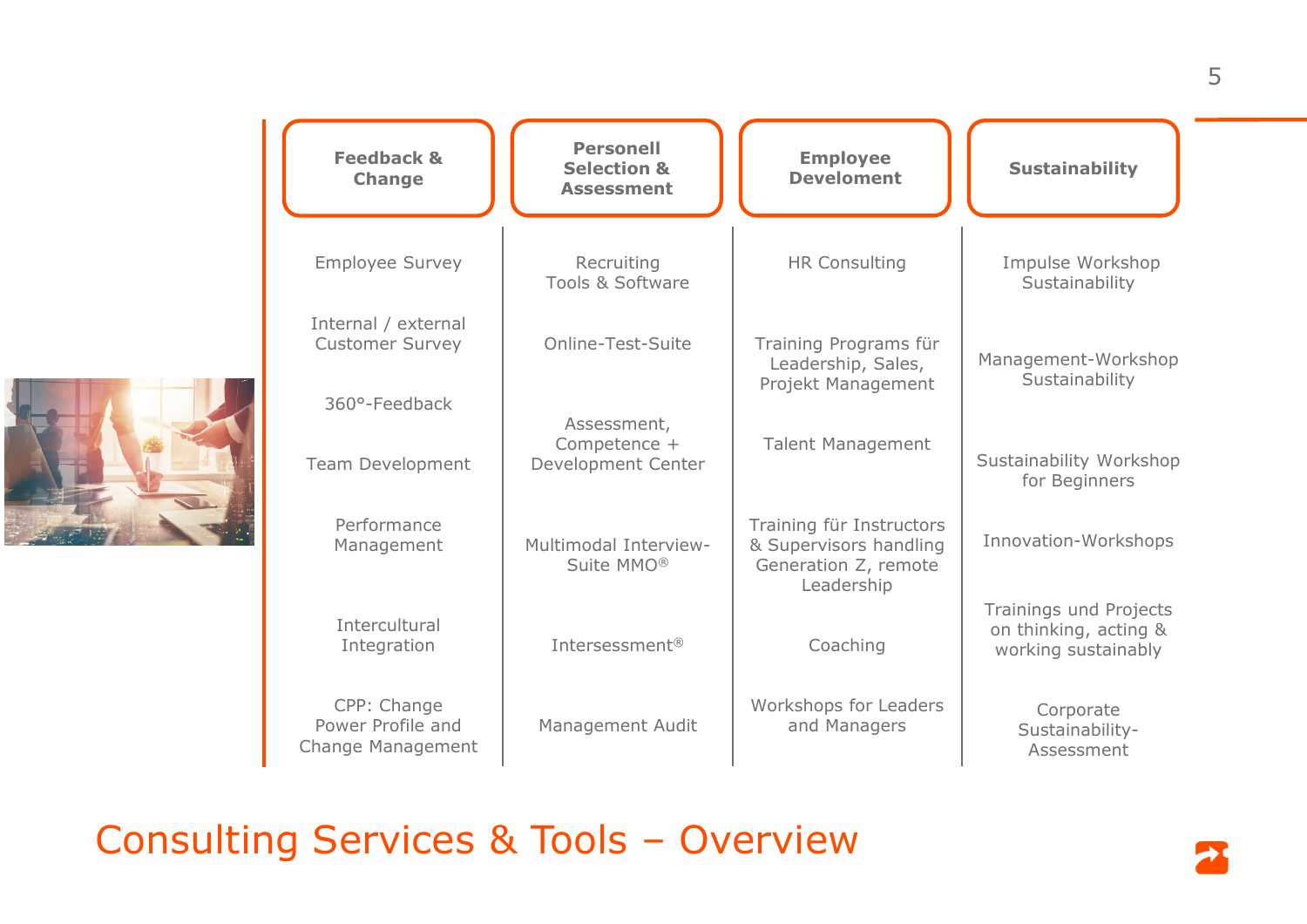# Consulting Services & Tools – Overview

| Feedback & Change | Personell Selection & Assessment | Employee Develoment | Sustainability |
|---|---|---|---|
| Employee Survey | Recruiting Tools & Software | HR Consulting | Impulse Workshop Sustainability |
| Internal / external Customer Survey | Online-Test-Suite | Training Programs für Leadership, Sales, Projekt Management | Management-Workshop Sustainability |
| 360°-Feedback | Assessment, Competence + Development Center | Talent Management | Sustainability Workshop for Beginners |
| Team Development | Multimodal Interview-Suite MMO® | Training für Instructors & Supervisors handling Generation Z, remote Leadership | Innovation-Workshops |
| Performance Management | Intersessment® | Coaching | Trainings und Projects on thinking, acting & working sustainably |
| Intercultural Integration | Management Audit | Workshops for Leaders and Managers | Corporate Sustainability-Assessment |
| CPP: Change Power Profile and Change Management | | | |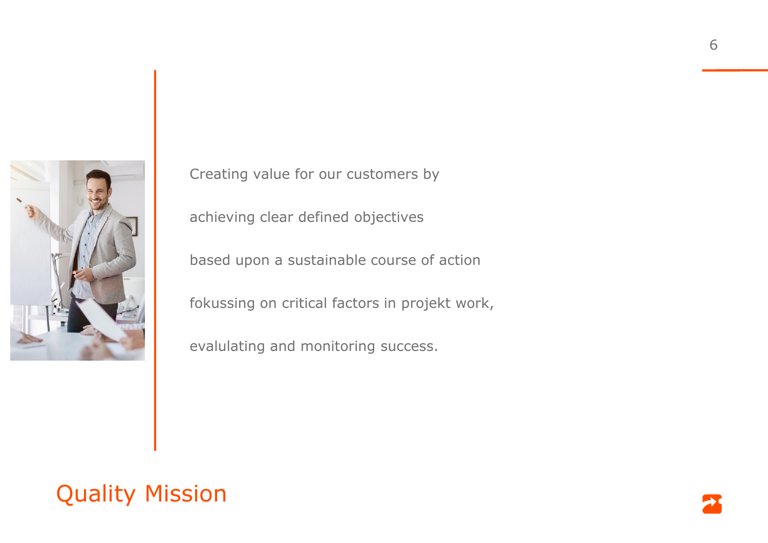Creating value for our customers by

achieving clear defined objectives

based upon a sustainable course of action

fokussing on critical factors in projekt work,

evalulating and monitoring success.

# Quality Mission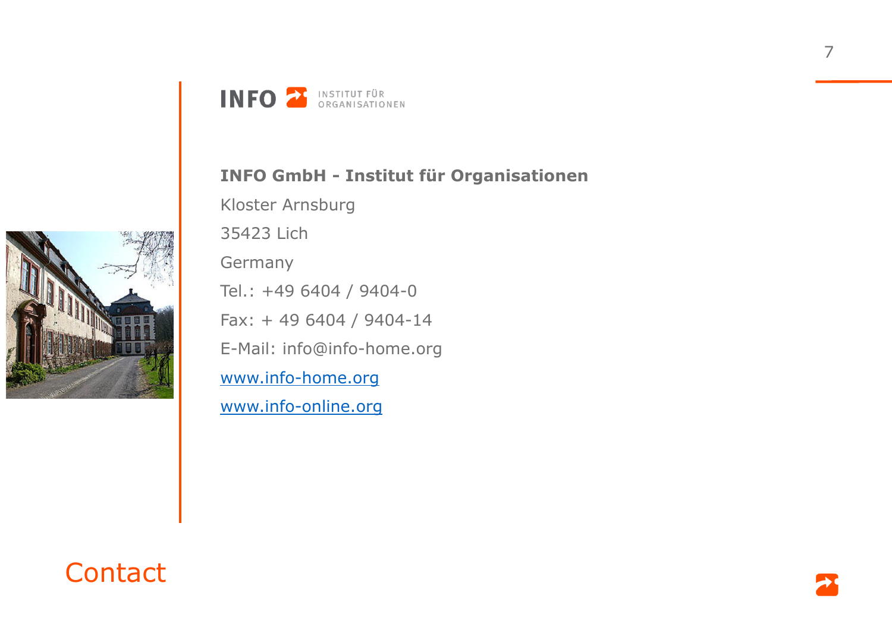# Contact

INFO INSTITUT FÜR ORGANISATIONEN

**INFO GmbH - Institut für Organisationen**

Kloster Arnsburg

35423 Lich

Germany

Tel.: +49 6404 / 9404-0

Fax: + 49 6404 / 9404-14

E-Mail: info@info-home.org

www.info-home.org

www.info-online.org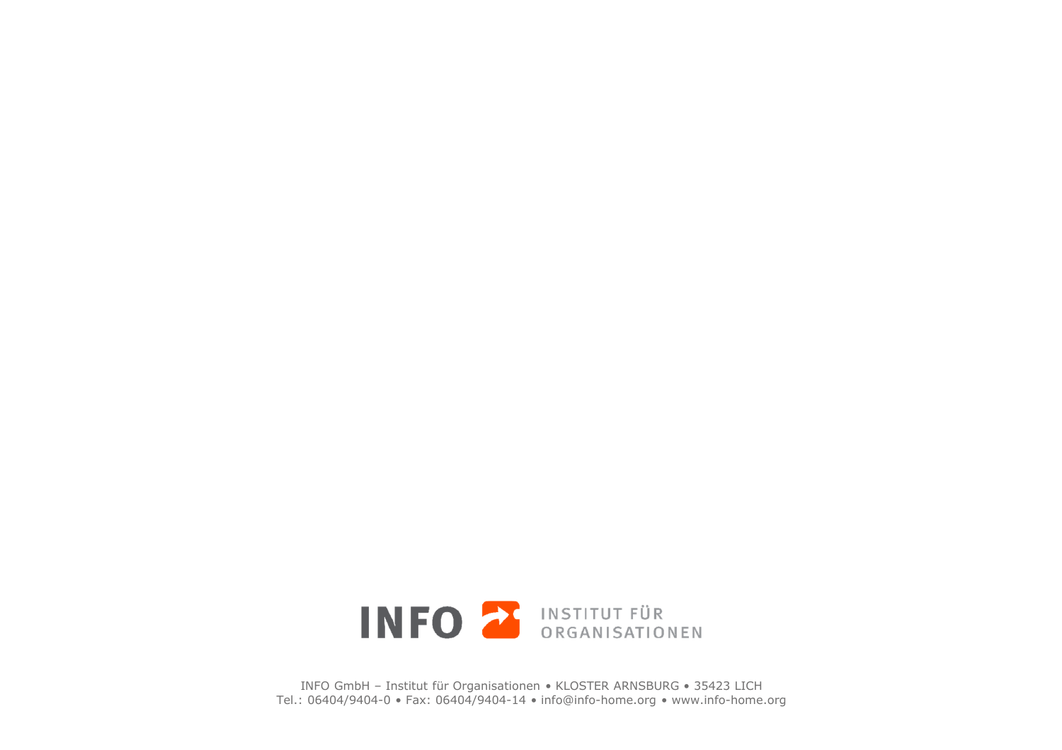INFO INSTITUT FÜR ORGANISATIONEN

INFO GmbH – Institut für Organisationen • KLOSTER ARNSBURG • 35423 LICH
Tel.: 06404/9404-0 • Fax: 06404/9404-14 • info@info-home.org • www.info-home.org